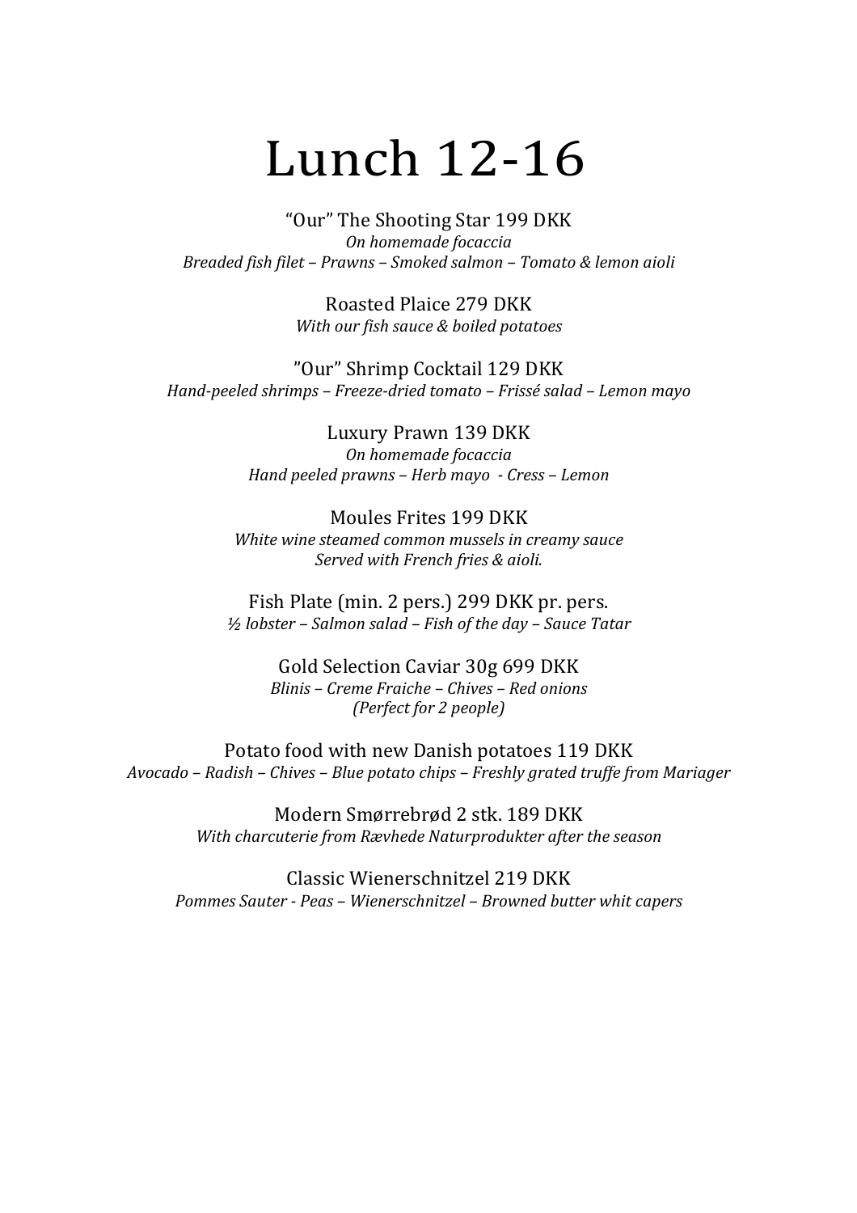# Lunch 12-16

“Our” The Shooting Star 199 DKK
*On homemade focaccia*
*Breaded fish filet – Prawns – Smoked salmon – Tomato & lemon aioli*

Roasted Plaice 279 DKK
*With our fish sauce & boiled potatoes*

”Our” Shrimp Cocktail 129 DKK
*Hand-peeled shrimps – Freeze-dried tomato – Frissé salad – Lemon mayo*

Luxury Prawn 139 DKK
*On homemade focaccia*
*Hand peeled prawns – Herb mayo - Cress – Lemon*

Moules Frites 199 DKK
*White wine steamed common mussels in creamy sauce*
*Served with French fries & aioli.*

Fish Plate (min. 2 pers.) 299 DKK pr. pers.
*½ lobster – Salmon salad – Fish of the day – Sauce Tatar*

Gold Selection Caviar 30g 699 DKK
*Blinis – Creme Fraiche – Chives – Red onions*
*(Perfect for 2 people)*

Potato food with new Danish potatoes 119 DKK
*Avocado – Radish – Chives – Blue potato chips – Freshly grated truffe from Mariager*

Modern Smørrebrød 2 stk. 189 DKK
*With charcuterie from Rævhede Naturprodukter after the season*

Classic Wienerschnitzel 219 DKK
*Pommes Sauter - Peas – Wienerschnitzel – Browned butter whit capers*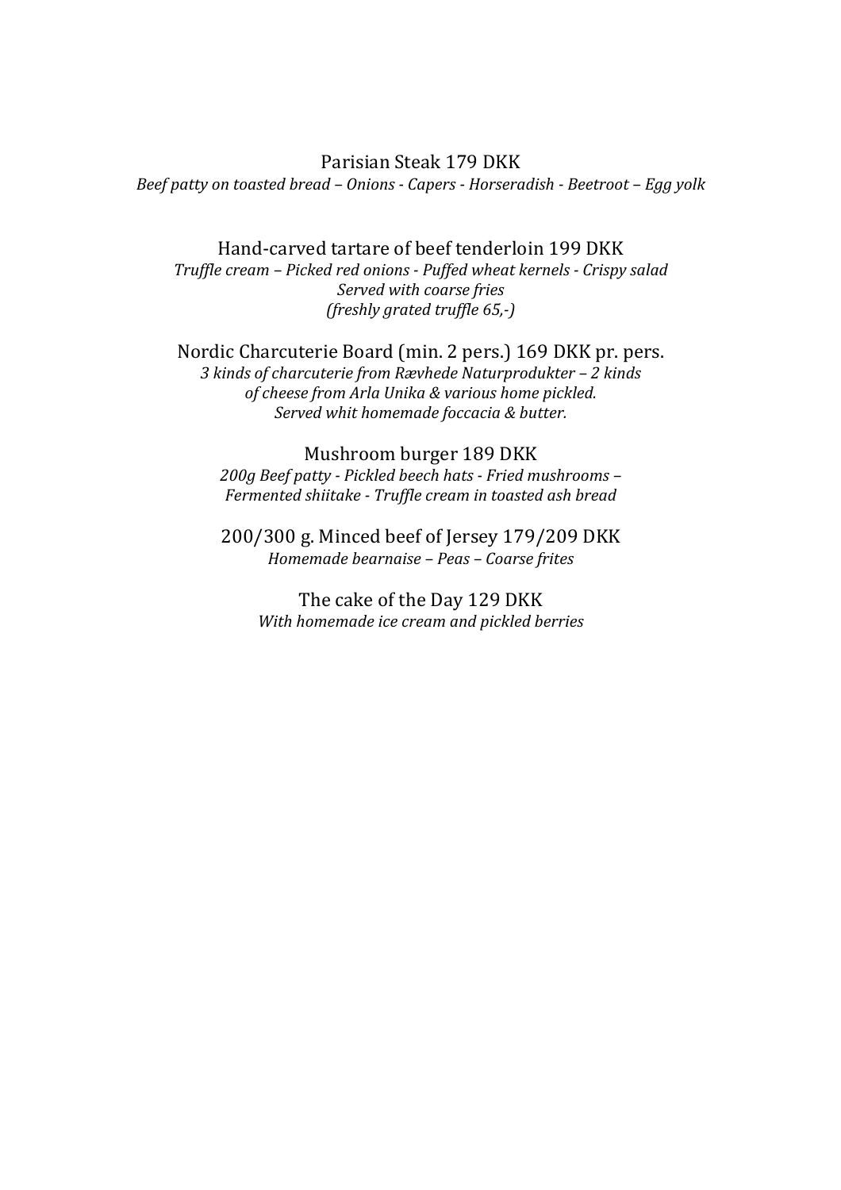Parisian Steak 179 DKK
*Beef patty on toasted bread – Onions - Capers - Horseradish - Beetroot – Egg yolk*

Hand-carved tartare of beef tenderloin 199 DKK
*Truffle cream – Picked red onions - Puffed wheat kernels - Crispy salad*
*Served with coarse fries*
*(freshly grated truffle 65,-)*

Nordic Charcuterie Board (min. 2 pers.) 169 DKK pr. pers.
*3 kinds of charcuterie from Rævhede Naturprodukter – 2 kinds of cheese from Arla Unika & various home pickled.*
*Served whit homemade foccacia & butter.*

Mushroom burger 189 DKK
*200g Beef patty - Pickled beech hats - Fried mushrooms – Fermented shiitake - Truffle cream in toasted ash bread*

200/300 g. Minced beef of Jersey 179/209 DKK
*Homemade bearnaise – Peas – Coarse frites*

The cake of the Day 129 DKK
*With homemade ice cream and pickled berries*